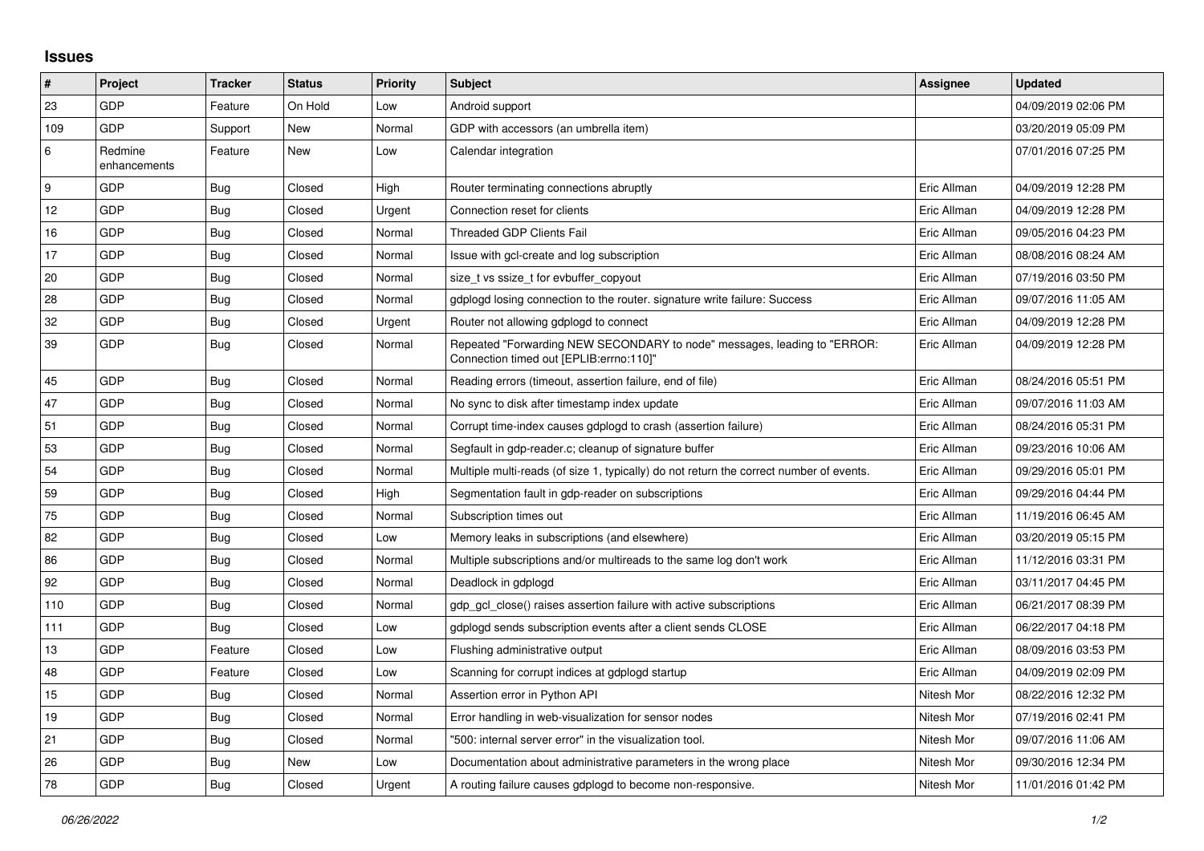# Issues

| # | Project | Tracker | Status | Priority | Subject | Assignee | Updated |
|---|---|---|---|---|---|---|---|
| 23 | GDP | Feature | On Hold | Low | Android support | | 04/09/2019 02:06 PM |
| 109 | GDP | Support | New | Normal | GDP with accessors (an umbrella item) | | 03/20/2019 05:09 PM |
| 6 | Redmine enhancements | Feature | New | Low | Calendar integration | | 07/01/2016 07:25 PM |
| 9 | GDP | Bug | Closed | High | Router terminating connections abruptly | Eric Allman | 04/09/2019 12:28 PM |
| 12 | GDP | Bug | Closed | Urgent | Connection reset for clients | Eric Allman | 04/09/2019 12:28 PM |
| 16 | GDP | Bug | Closed | Normal | Threaded GDP Clients Fail | Eric Allman | 09/05/2016 04:23 PM |
| 17 | GDP | Bug | Closed | Normal | Issue with gcl-create and log subscription | Eric Allman | 08/08/2016 08:24 AM |
| 20 | GDP | Bug | Closed | Normal | size_t vs ssize_t for evbuffer_copyout | Eric Allman | 07/19/2016 03:50 PM |
| 28 | GDP | Bug | Closed | Normal | gdplogd losing connection to the router. signature write failure: Success | Eric Allman | 09/07/2016 11:05 AM |
| 32 | GDP | Bug | Closed | Urgent | Router not allowing gdplogd to connect | Eric Allman | 04/09/2019 12:28 PM |
| 39 | GDP | Bug | Closed | Normal | Repeated "Forwarding NEW SECONDARY to node" messages, leading to "ERROR: Connection timed out [EPLIB:errno:110]" | Eric Allman | 04/09/2019 12:28 PM |
| 45 | GDP | Bug | Closed | Normal | Reading errors (timeout, assertion failure, end of file) | Eric Allman | 08/24/2016 05:51 PM |
| 47 | GDP | Bug | Closed | Normal | No sync to disk after timestamp index update | Eric Allman | 09/07/2016 11:03 AM |
| 51 | GDP | Bug | Closed | Normal | Corrupt time-index causes gdplogd to crash (assertion failure) | Eric Allman | 08/24/2016 05:31 PM |
| 53 | GDP | Bug | Closed | Normal | Segfault in gdp-reader.c; cleanup of signature buffer | Eric Allman | 09/23/2016 10:06 AM |
| 54 | GDP | Bug | Closed | Normal | Multiple multi-reads (of size 1, typically) do not return the correct number of events. | Eric Allman | 09/29/2016 05:01 PM |
| 59 | GDP | Bug | Closed | High | Segmentation fault in gdp-reader on subscriptions | Eric Allman | 09/29/2016 04:44 PM |
| 75 | GDP | Bug | Closed | Normal | Subscription times out | Eric Allman | 11/19/2016 06:45 AM |
| 82 | GDP | Bug | Closed | Low | Memory leaks in subscriptions (and elsewhere) | Eric Allman | 03/20/2019 05:15 PM |
| 86 | GDP | Bug | Closed | Normal | Multiple subscriptions and/or multireads to the same log don't work | Eric Allman | 11/12/2016 03:31 PM |
| 92 | GDP | Bug | Closed | Normal | Deadlock in gdplogd | Eric Allman | 03/11/2017 04:45 PM |
| 110 | GDP | Bug | Closed | Normal | gdp_gcl_close() raises assertion failure with active subscriptions | Eric Allman | 06/21/2017 08:39 PM |
| 111 | GDP | Bug | Closed | Low | gdplogd sends subscription events after a client sends CLOSE | Eric Allman | 06/22/2017 04:18 PM |
| 13 | GDP | Feature | Closed | Low | Flushing administrative output | Eric Allman | 08/09/2016 03:53 PM |
| 48 | GDP | Feature | Closed | Low | Scanning for corrupt indices at gdplogd startup | Eric Allman | 04/09/2019 02:09 PM |
| 15 | GDP | Bug | Closed | Normal | Assertion error in Python API | Nitesh Mor | 08/22/2016 12:32 PM |
| 19 | GDP | Bug | Closed | Normal | Error handling in web-visualization for sensor nodes | Nitesh Mor | 07/19/2016 02:41 PM |
| 21 | GDP | Bug | Closed | Normal | "500: internal server error" in the visualization tool. | Nitesh Mor | 09/07/2016 11:06 AM |
| 26 | GDP | Bug | New | Low | Documentation about administrative parameters in the wrong place | Nitesh Mor | 09/30/2016 12:34 PM |
| 78 | GDP | Bug | Closed | Urgent | A routing failure causes gdplogd to become non-responsive. | Nitesh Mor | 11/01/2016 01:42 PM |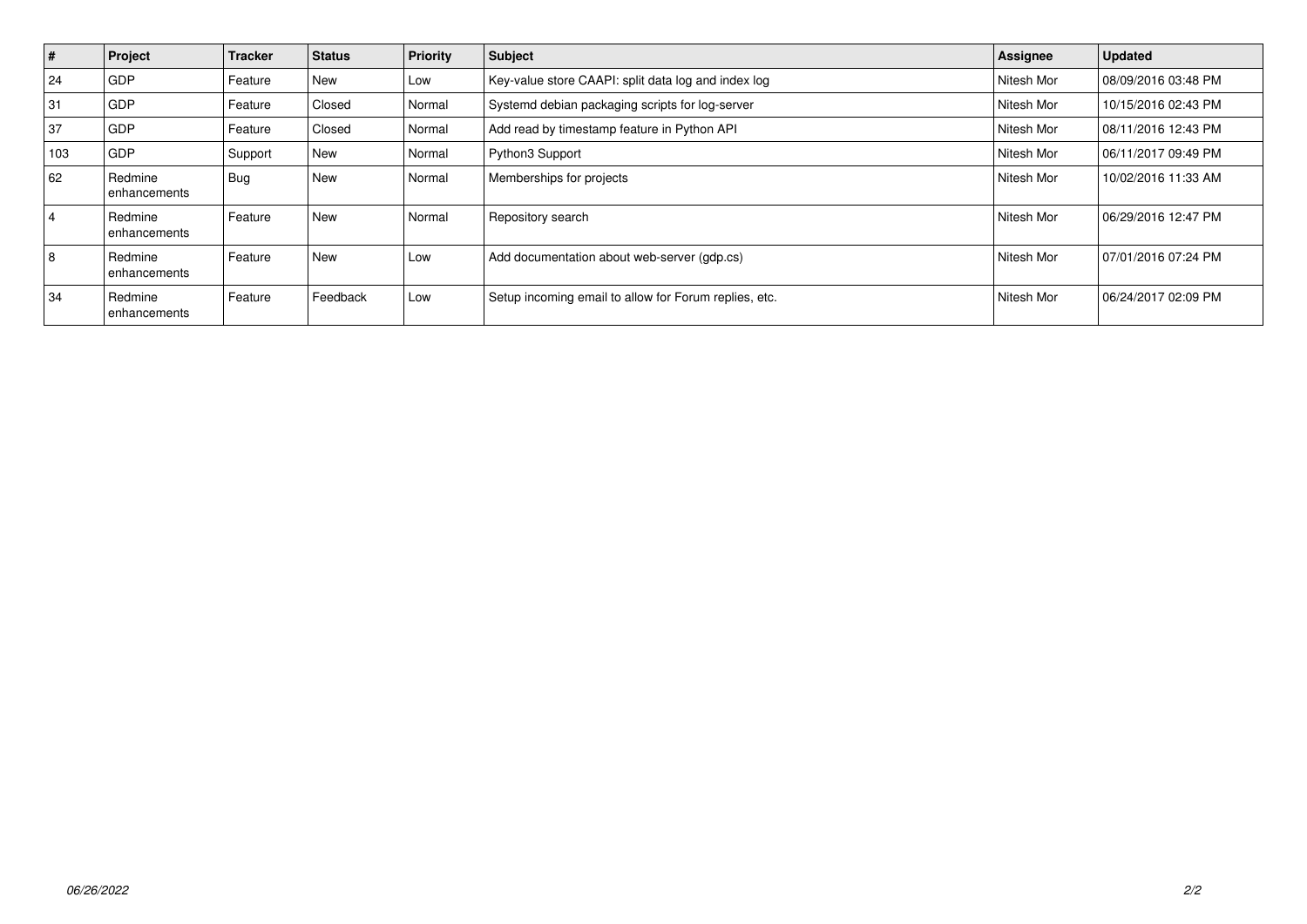| # | Project | Tracker | Status | Priority | Subject | Assignee | Updated |
|---|---|---|---|---|---|---|---|
| 24 | GDP | Feature | New | Low | Key-value store CAAPI: split data log and index log | Nitesh Mor | 08/09/2016 03:48 PM |
| 31 | GDP | Feature | Closed | Normal | Systemd debian packaging scripts for log-server | Nitesh Mor | 10/15/2016 02:43 PM |
| 37 | GDP | Feature | Closed | Normal | Add read by timestamp feature in Python API | Nitesh Mor | 08/11/2016 12:43 PM |
| 103 | GDP | Support | New | Normal | Python3 Support | Nitesh Mor | 06/11/2017 09:49 PM |
| 62 | Redmine enhancements | Bug | New | Normal | Memberships for projects | Nitesh Mor | 10/02/2016 11:33 AM |
| 4 | Redmine enhancements | Feature | New | Normal | Repository search | Nitesh Mor | 06/29/2016 12:47 PM |
| 8 | Redmine enhancements | Feature | New | Low | Add documentation about web-server (gdp.cs) | Nitesh Mor | 07/01/2016 07:24 PM |
| 34 | Redmine enhancements | Feature | Feedback | Low | Setup incoming email to allow for Forum replies, etc. | Nitesh Mor | 06/24/2017 02:09 PM |